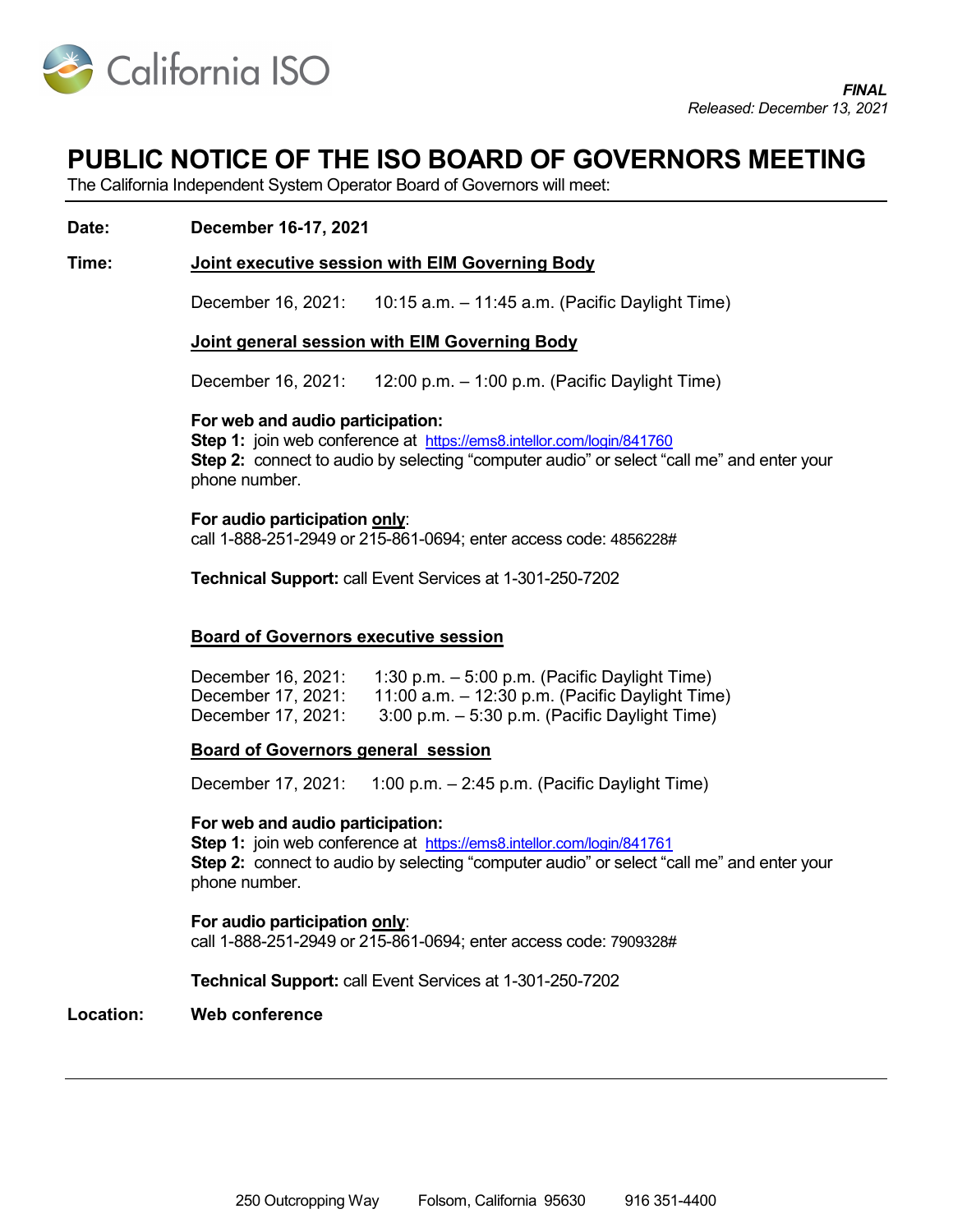California ISO

***FINAL***
*Released: December 13, 2021*

# PUBLIC NOTICE OF THE ISO BOARD OF GOVERNORS MEETING

The California Independent System Operator Board of Governors will meet:

**Date:** **December 16-17, 2021**

**Time:** **<u>Joint executive session with EIM Governing Body</u>**

December 16, 2021: 10:15 a.m. – 11:45 a.m. (Pacific Daylight Time)

**<u>Joint general session with EIM Governing Body</u>**

December 16, 2021: 12:00 p.m. – 1:00 p.m. (Pacific Daylight Time)

**For web and audio participation:**
**Step 1:** join web conference at https://ems8.intellor.com/login/841760
**Step 2:** connect to audio by selecting "computer audio" or select "call me" and enter your phone number.

**For audio participation <u>only</u>**:
call 1-888-251-2949 or 215-861-0694; enter access code: 4856228#

**Technical Support:** call Event Services at 1-301-250-7202

**<u>Board of Governors executive session</u>**

December 16, 2021: 1:30 p.m. – 5:00 p.m. (Pacific Daylight Time)
December 17, 2021: 11:00 a.m. – 12:30 p.m. (Pacific Daylight Time)
December 17, 2021: 3:00 p.m. – 5:30 p.m. (Pacific Daylight Time)

**<u>Board of Governors general session</u>**

December 17, 2021: 1:00 p.m. – 2:45 p.m. (Pacific Daylight Time)

**For web and audio participation:**
**Step 1:** join web conference at https://ems8.intellor.com/login/841761
**Step 2:** connect to audio by selecting "computer audio" or select "call me" and enter your phone number.

**For audio participation <u>only</u>**:
call 1-888-251-2949 or 215-861-0694; enter access code: 7909328#

**Technical Support:** call Event Services at 1-301-250-7202

**Location:** **Web conference**

---

250 Outcropping Way Folsom, California 95630 916 351-4400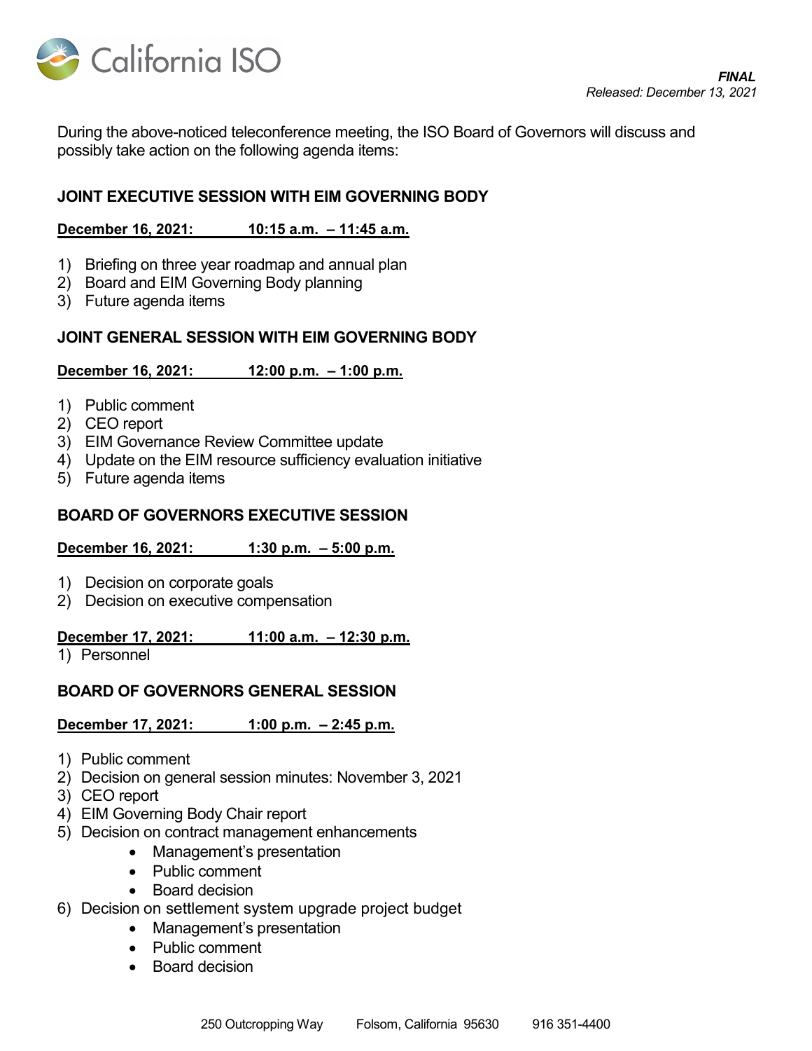***FINAL***
*Released: December 13, 2021*

During the above-noticed teleconference meeting, the ISO Board of Governors will discuss and possibly take action on the following agenda items:

## JOINT EXECUTIVE SESSION WITH EIM GOVERNING BODY

**December 16, 2021: 10:15 a.m. – 11:45 a.m.**

1) Briefing on three year roadmap and annual plan
2) Board and EIM Governing Body planning
3) Future agenda items

## JOINT GENERAL SESSION WITH EIM GOVERNING BODY

**December 16, 2021: 12:00 p.m. – 1:00 p.m.**

1) Public comment
2) CEO report
3) EIM Governance Review Committee update
4) Update on the EIM resource sufficiency evaluation initiative
5) Future agenda items

## BOARD OF GOVERNORS EXECUTIVE SESSION

**December 16, 2021: 1:30 p.m. – 5:00 p.m.**

1) Decision on corporate goals
2) Decision on executive compensation

**December 17, 2021: 11:00 a.m. – 12:30 p.m.**

1) Personnel

## BOARD OF GOVERNORS GENERAL SESSION

**December 17, 2021: 1:00 p.m. – 2:45 p.m.**

1) Public comment
2) Decision on general session minutes: November 3, 2021
3) CEO report
4) EIM Governing Body Chair report
5) Decision on contract management enhancements
   - Management's presentation
   - Public comment
   - Board decision
6) Decision on settlement system upgrade project budget
   - Management's presentation
   - Public comment
   - Board decision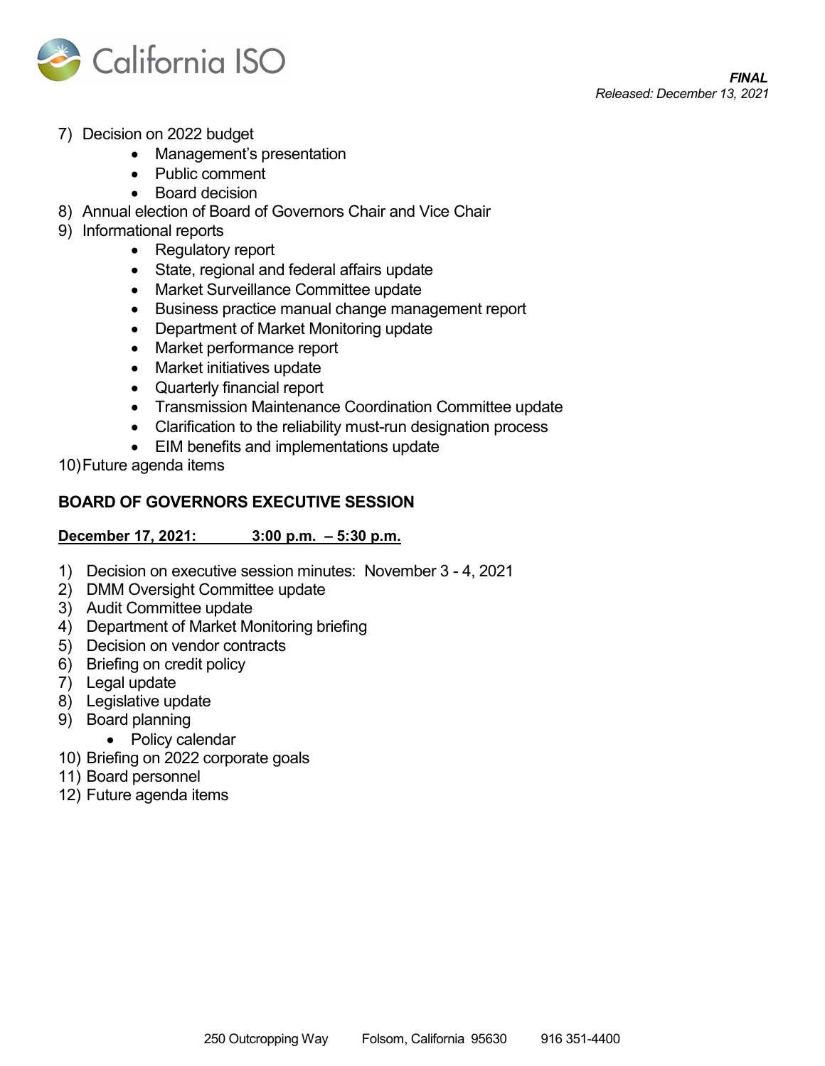7) Decision on 2022 budget
    - Management's presentation
    - Public comment
    - Board decision
8) Annual election of Board of Governors Chair and Vice Chair
9) Informational reports
    - Regulatory report
    - State, regional and federal affairs update
    - Market Surveillance Committee update
    - Business practice manual change management report
    - Department of Market Monitoring update
    - Market performance report
    - Market initiatives update
    - Quarterly financial report
    - Transmission Maintenance Coordination Committee update
    - Clarification to the reliability must-run designation process
    - EIM benefits and implementations update
10) Future agenda items

**BOARD OF GOVERNORS EXECUTIVE SESSION**

**December 17, 2021: 3:00 p.m. – 5:30 p.m.**

1) Decision on executive session minutes: November 3 - 4, 2021
2) DMM Oversight Committee update
3) Audit Committee update
4) Department of Market Monitoring briefing
5) Decision on vendor contracts
6) Briefing on credit policy
7) Legal update
8) Legislative update
9) Board planning
    - Policy calendar
10) Briefing on 2022 corporate goals
11) Board personnel
12) Future agenda items